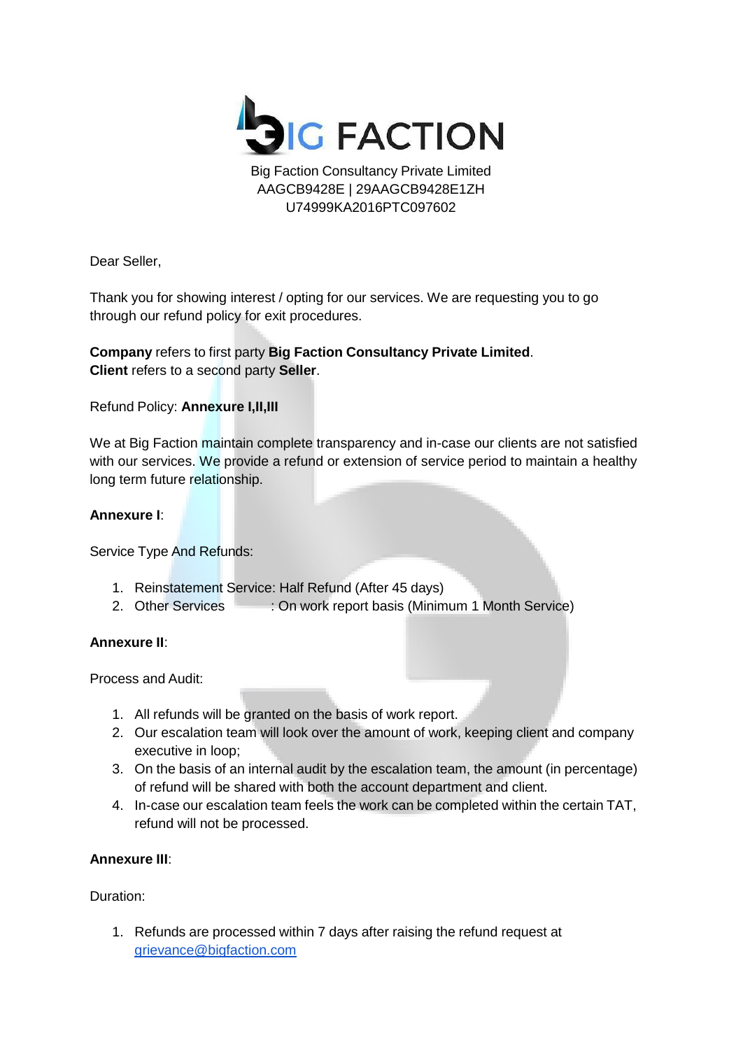# BIG FACTION

Big Faction Consultancy Private Limited
AAGCB9428E | 29AAGCB9428E1ZH
U74999KA2016PTC097602

Dear Seller,

Thank you for showing interest / opting for our services. We are requesting you to go through our refund policy for exit procedures.

**Company** refers to first party **Big Faction Consultancy Private Limited**.
**Client** refers to a second party **Seller**.

Refund Policy: **Annexure I,II,III**

We at Big Faction maintain complete transparency and in-case our clients are not satisfied with our services. We provide a refund or extension of service period to maintain a healthy long term future relationship.

**Annexure I**:

Service Type And Refunds:

1. Reinstatement Service: Half Refund (After 45 days)
2. Other Services : On work report basis (Minimum 1 Month Service)

**Annexure II**:

Process and Audit:

1. All refunds will be granted on the basis of work report.
2. Our escalation team will look over the amount of work, keeping client and company executive in loop;
3. On the basis of an internal audit by the escalation team, the amount (in percentage) of refund will be shared with both the account department and client.
4. In-case our escalation team feels the work can be completed within the certain TAT, refund will not be processed.

**Annexure III**:

Duration:

1. Refunds are processed within 7 days after raising the refund request at grievance@bigfaction.com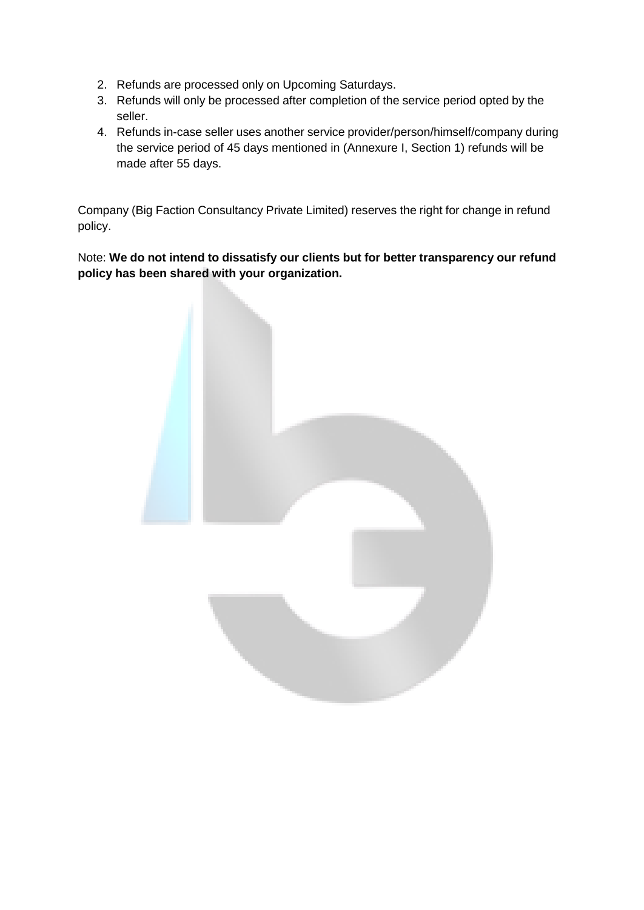2. Refunds are processed only on Upcoming Saturdays.
3. Refunds will only be processed after completion of the service period opted by the seller.
4. Refunds in-case seller uses another service provider/person/himself/company during the service period of 45 days mentioned in (Annexure I, Section 1) refunds will be made after 55 days.

Company (Big Faction Consultancy Private Limited) reserves the right for change in refund policy.

Note: **We do not intend to dissatisfy our clients but for better transparency our refund policy has been shared with your organization.**